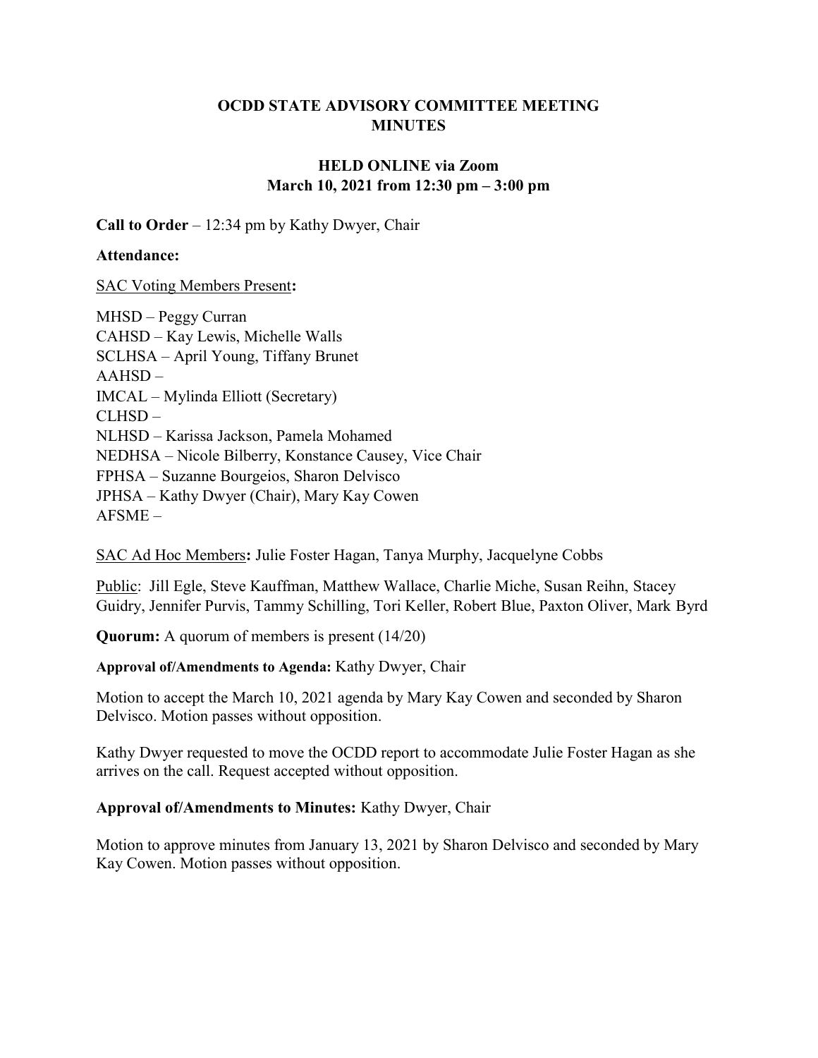# OCDD STATE ADVISORY COMMITTEE MEETING MINUTES

## HELD ONLINE via Zoom
## March 10, 2021 from 12:30 pm – 3:00 pm

**Call to Order** – 12:34 pm by Kathy Dwyer, Chair

**Attendance:**

SAC Voting Members Present**:**

MHSD – Peggy Curran
CAHSD – Kay Lewis, Michelle Walls
SCLHSA – April Young, Tiffany Brunet
AAHSD –
IMCAL – Mylinda Elliott (Secretary)
CLHSD –
NLHSD – Karissa Jackson, Pamela Mohamed
NEDHSA – Nicole Bilberry, Konstance Causey, Vice Chair
FPHSA – Suzanne Bourgeios, Sharon Delvisco
JPHSA – Kathy Dwyer (Chair), Mary Kay Cowen
AFSME –

SAC Ad Hoc Members**:** Julie Foster Hagan, Tanya Murphy, Jacquelyne Cobbs

Public: Jill Egle, Steve Kauffman, Matthew Wallace, Charlie Miche, Susan Reihn, Stacey Guidry, Jennifer Purvis, Tammy Schilling, Tori Keller, Robert Blue, Paxton Oliver, Mark Byrd

**Quorum:** A quorum of members is present (14/20)

**Approval of/Amendments to Agenda:** Kathy Dwyer, Chair

Motion to accept the March 10, 2021 agenda by Mary Kay Cowen and seconded by Sharon Delvisco. Motion passes without opposition.

Kathy Dwyer requested to move the OCDD report to accommodate Julie Foster Hagan as she arrives on the call. Request accepted without opposition.

**Approval of/Amendments to Minutes:** Kathy Dwyer, Chair

Motion to approve minutes from January 13, 2021 by Sharon Delvisco and seconded by Mary Kay Cowen. Motion passes without opposition.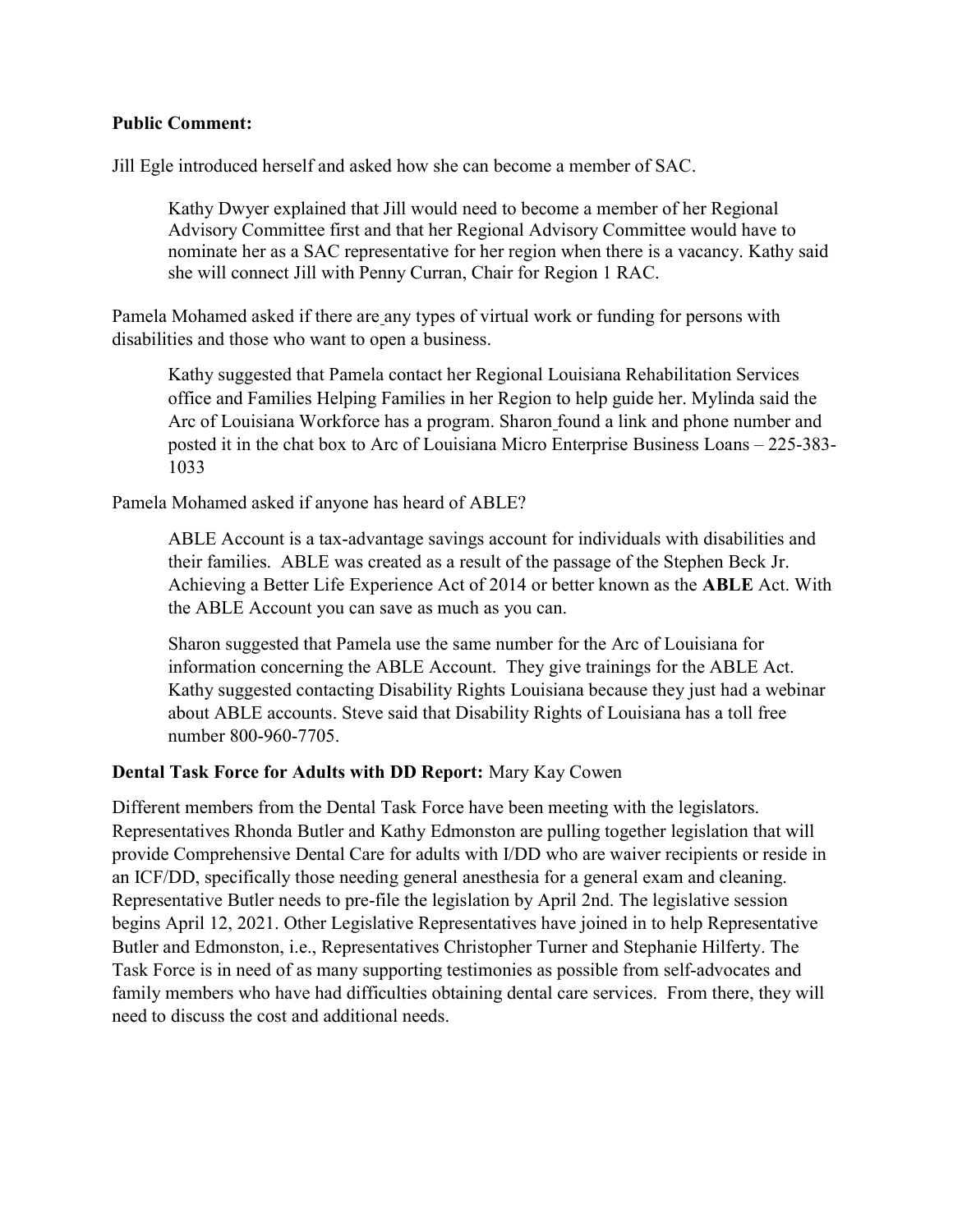**Public Comment:**

Jill Egle introduced herself and asked how she can become a member of SAC.

> Kathy Dwyer explained that Jill would need to become a member of her Regional Advisory Committee first and that her Regional Advisory Committee would have to nominate her as a SAC representative for her region when there is a vacancy. Kathy said she will connect Jill with Penny Curran, Chair for Region 1 RAC.

Pamela Mohamed asked if there are any types of virtual work or funding for persons with disabilities and those who want to open a business.

> Kathy suggested that Pamela contact her Regional Louisiana Rehabilitation Services office and Families Helping Families in her Region to help guide her. Mylinda said the Arc of Louisiana Workforce has a program. Sharon found a link and phone number and posted it in the chat box to Arc of Louisiana Micro Enterprise Business Loans – 225-383-1033

Pamela Mohamed asked if anyone has heard of ABLE?

> ABLE Account is a tax-advantage savings account for individuals with disabilities and their families. ABLE was created as a result of the passage of the Stephen Beck Jr. Achieving a Better Life Experience Act of 2014 or better known as the **ABLE** Act. With the ABLE Account you can save as much as you can.
>
> Sharon suggested that Pamela use the same number for the Arc of Louisiana for information concerning the ABLE Account. They give trainings for the ABLE Act. Kathy suggested contacting Disability Rights Louisiana because they just had a webinar about ABLE accounts. Steve said that Disability Rights of Louisiana has a toll free number 800-960-7705.

**Dental Task Force for Adults with DD Report:** Mary Kay Cowen

Different members from the Dental Task Force have been meeting with the legislators. Representatives Rhonda Butler and Kathy Edmonston are pulling together legislation that will provide Comprehensive Dental Care for adults with I/DD who are waiver recipients or reside in an ICF/DD, specifically those needing general anesthesia for a general exam and cleaning. Representative Butler needs to pre-file the legislation by April 2nd. The legislative session begins April 12, 2021. Other Legislative Representatives have joined in to help Representative Butler and Edmonston, i.e., Representatives Christopher Turner and Stephanie Hilferty. The Task Force is in need of as many supporting testimonies as possible from self-advocates and family members who have had difficulties obtaining dental care services. From there, they will need to discuss the cost and additional needs.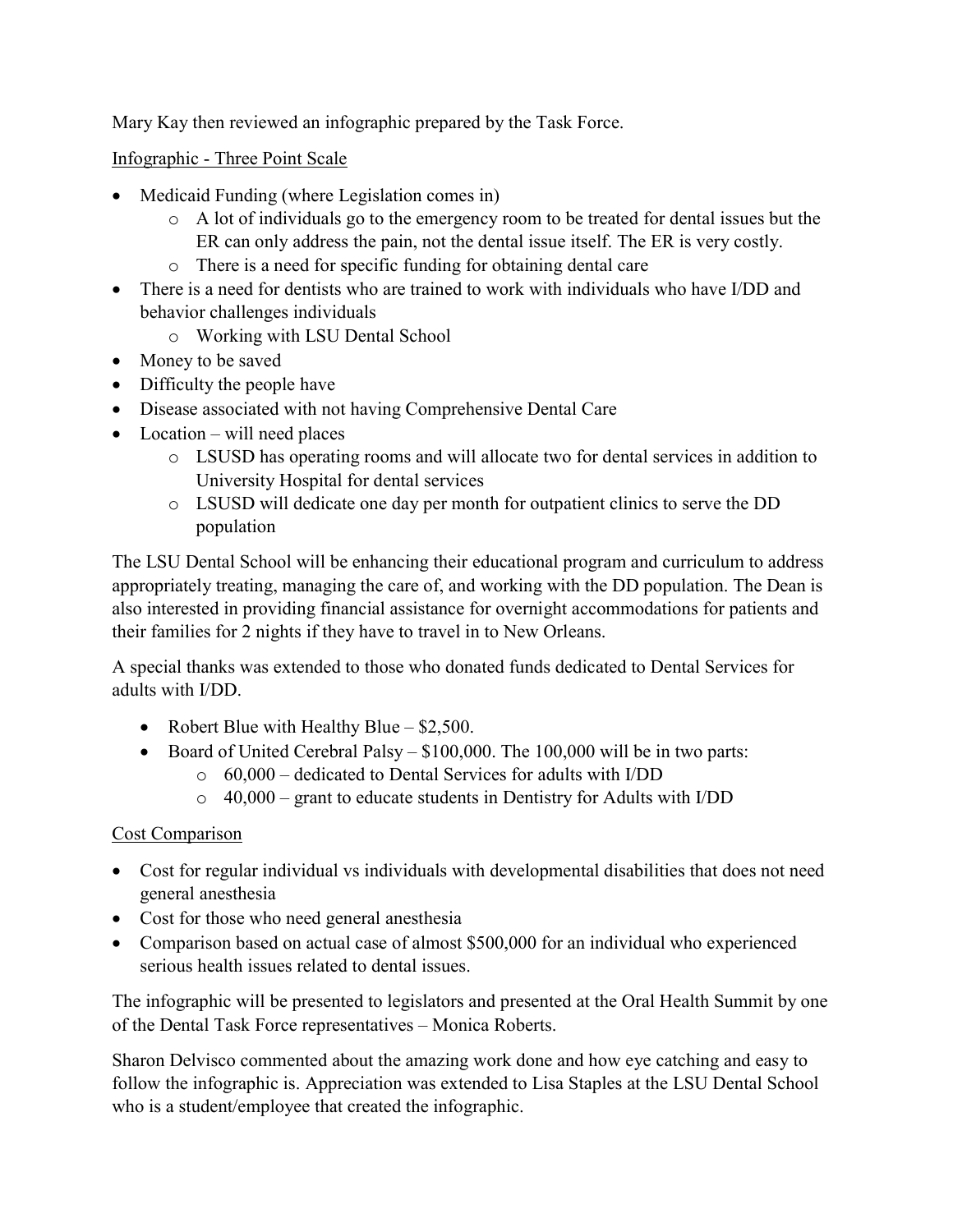Mary Kay then reviewed an infographic prepared by the Task Force.

Infographic - Three Point Scale

- Medicaid Funding (where Legislation comes in)
    - A lot of individuals go to the emergency room to be treated for dental issues but the ER can only address the pain, not the dental issue itself. The ER is very costly.
    - There is a need for specific funding for obtaining dental care
- There is a need for dentists who are trained to work with individuals who have I/DD and behavior challenges individuals
    - Working with LSU Dental School
- Money to be saved
- Difficulty the people have
- Disease associated with not having Comprehensive Dental Care
- Location – will need places
    - LSUSD has operating rooms and will allocate two for dental services in addition to University Hospital for dental services
    - LSUSD will dedicate one day per month for outpatient clinics to serve the DD population

The LSU Dental School will be enhancing their educational program and curriculum to address appropriately treating, managing the care of, and working with the DD population. The Dean is also interested in providing financial assistance for overnight accommodations for patients and their families for 2 nights if they have to travel in to New Orleans.

A special thanks was extended to those who donated funds dedicated to Dental Services for adults with I/DD.

- Robert Blue with Healthy Blue – $2,500.
- Board of United Cerebral Palsy – $100,000. The 100,000 will be in two parts:
    - 60,000 – dedicated to Dental Services for adults with I/DD
    - 40,000 – grant to educate students in Dentistry for Adults with I/DD

Cost Comparison

- Cost for regular individual vs individuals with developmental disabilities that does not need general anesthesia
- Cost for those who need general anesthesia
- Comparison based on actual case of almost $500,000 for an individual who experienced serious health issues related to dental issues.

The infographic will be presented to legislators and presented at the Oral Health Summit by one of the Dental Task Force representatives – Monica Roberts.

Sharon Delvisco commented about the amazing work done and how eye catching and easy to follow the infographic is. Appreciation was extended to Lisa Staples at the LSU Dental School who is a student/employee that created the infographic.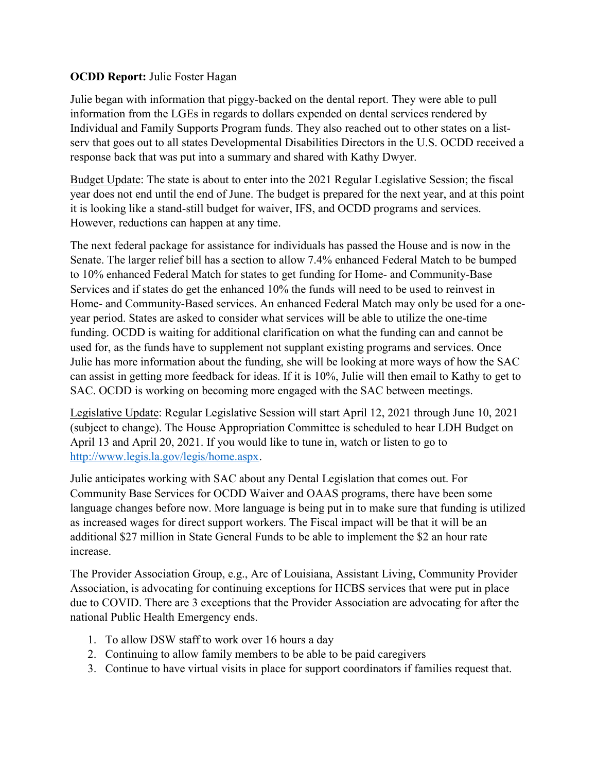**OCDD Report:** Julie Foster Hagan

Julie began with information that piggy-backed on the dental report. They were able to pull information from the LGEs in regards to dollars expended on dental services rendered by Individual and Family Supports Program funds. They also reached out to other states on a list-serv that goes out to all states Developmental Disabilities Directors in the U.S. OCDD received a response back that was put into a summary and shared with Kathy Dwyer.

Budget Update: The state is about to enter into the 2021 Regular Legislative Session; the fiscal year does not end until the end of June. The budget is prepared for the next year, and at this point it is looking like a stand-still budget for waiver, IFS, and OCDD programs and services. However, reductions can happen at any time.

The next federal package for assistance for individuals has passed the House and is now in the Senate. The larger relief bill has a section to allow 7.4% enhanced Federal Match to be bumped to 10% enhanced Federal Match for states to get funding for Home- and Community-Base Services and if states do get the enhanced 10% the funds will need to be used to reinvest in Home- and Community-Based services. An enhanced Federal Match may only be used for a one-year period. States are asked to consider what services will be able to utilize the one-time funding. OCDD is waiting for additional clarification on what the funding can and cannot be used for, as the funds have to supplement not supplant existing programs and services. Once Julie has more information about the funding, she will be looking at more ways of how the SAC can assist in getting more feedback for ideas. If it is 10%, Julie will then email to Kathy to get to SAC. OCDD is working on becoming more engaged with the SAC between meetings.

Legislative Update: Regular Legislative Session will start April 12, 2021 through June 10, 2021 (subject to change). The House Appropriation Committee is scheduled to hear LDH Budget on April 13 and April 20, 2021. If you would like to tune in, watch or listen to go to http://www.legis.la.gov/legis/home.aspx.

Julie anticipates working with SAC about any Dental Legislation that comes out. For Community Base Services for OCDD Waiver and OAAS programs, there have been some language changes before now. More language is being put in to make sure that funding is utilized as increased wages for direct support workers. The Fiscal impact will be that it will be an additional $27 million in State General Funds to be able to implement the $2 an hour rate increase.

The Provider Association Group, e.g., Arc of Louisiana, Assistant Living, Community Provider Association, is advocating for continuing exceptions for HCBS services that were put in place due to COVID. There are 3 exceptions that the Provider Association are advocating for after the national Public Health Emergency ends.

1. To allow DSW staff to work over 16 hours a day
2. Continuing to allow family members to be able to be paid caregivers
3. Continue to have virtual visits in place for support coordinators if families request that.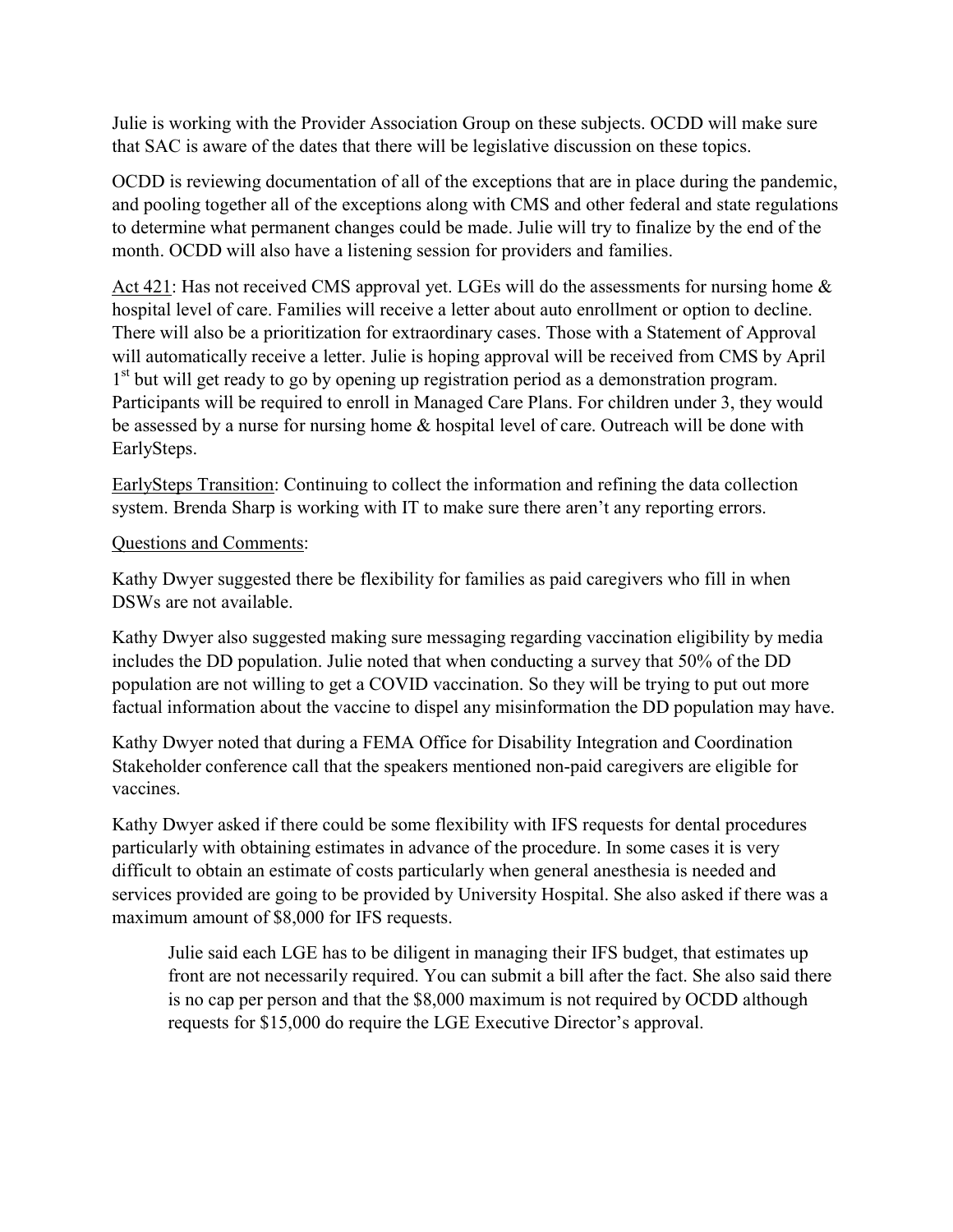Julie is working with the Provider Association Group on these subjects. OCDD will make sure that SAC is aware of the dates that there will be legislative discussion on these topics.

OCDD is reviewing documentation of all of the exceptions that are in place during the pandemic, and pooling together all of the exceptions along with CMS and other federal and state regulations to determine what permanent changes could be made. Julie will try to finalize by the end of the month. OCDD will also have a listening session for providers and families.

<u>Act 421</u>: Has not received CMS approval yet. LGEs will do the assessments for nursing home & hospital level of care. Families will receive a letter about auto enrollment or option to decline. There will also be a prioritization for extraordinary cases. Those with a Statement of Approval will automatically receive a letter. Julie is hoping approval will be received from CMS by April 1st but will get ready to go by opening up registration period as a demonstration program. Participants will be required to enroll in Managed Care Plans. For children under 3, they would be assessed by a nurse for nursing home & hospital level of care. Outreach will be done with EarlySteps.

<u>EarlySteps Transition</u>: Continuing to collect the information and refining the data collection system. Brenda Sharp is working with IT to make sure there aren't any reporting errors.

<u>Questions and Comments</u>:

Kathy Dwyer suggested there be flexibility for families as paid caregivers who fill in when DSWs are not available.

Kathy Dwyer also suggested making sure messaging regarding vaccination eligibility by media includes the DD population. Julie noted that when conducting a survey that 50% of the DD population are not willing to get a COVID vaccination. So they will be trying to put out more factual information about the vaccine to dispel any misinformation the DD population may have.

Kathy Dwyer noted that during a FEMA Office for Disability Integration and Coordination Stakeholder conference call that the speakers mentioned non-paid caregivers are eligible for vaccines.

Kathy Dwyer asked if there could be some flexibility with IFS requests for dental procedures particularly with obtaining estimates in advance of the procedure. In some cases it is very difficult to obtain an estimate of costs particularly when general anesthesia is needed and services provided are going to be provided by University Hospital. She also asked if there was a maximum amount of $8,000 for IFS requests.

> Julie said each LGE has to be diligent in managing their IFS budget, that estimates up front are not necessarily required. You can submit a bill after the fact. She also said there is no cap per person and that the $8,000 maximum is not required by OCDD although requests for $15,000 do require the LGE Executive Director's approval.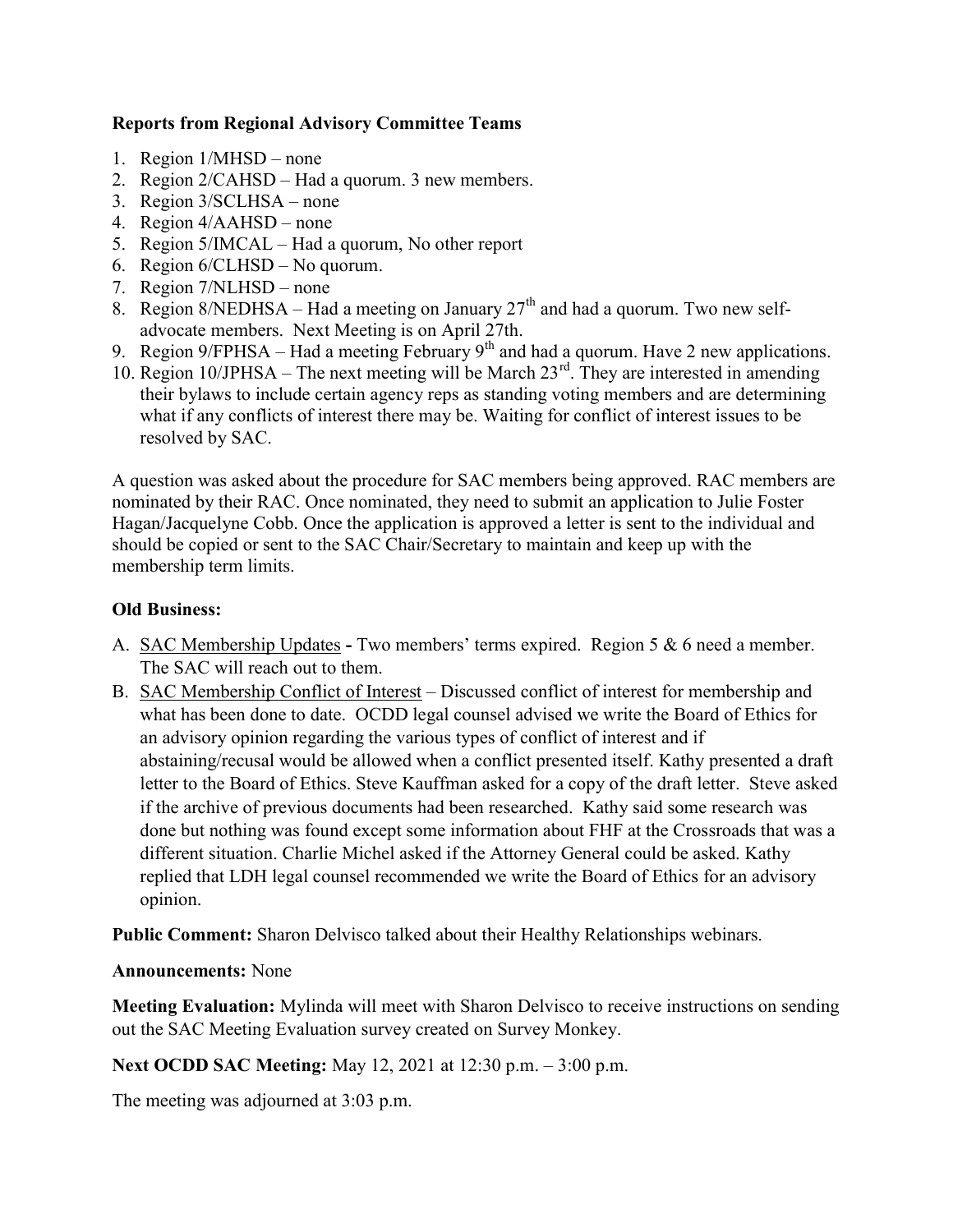**Reports from Regional Advisory Committee Teams**

1. Region 1/MHSD – none
2. Region 2/CAHSD – Had a quorum. 3 new members.
3. Region 3/SCLHSA – none
4. Region 4/AAHSD – none
5. Region 5/IMCAL – Had a quorum, No other report
6. Region 6/CLHSD – No quorum.
7. Region 7/NLHSD – none
8. Region 8/NEDHSA – Had a meeting on January 27th and had a quorum. Two new self-advocate members. Next Meeting is on April 27th.
9. Region 9/FPHSA – Had a meeting February 9th and had a quorum. Have 2 new applications.
10. Region 10/JPHSA – The next meeting will be March 23rd. They are interested in amending their bylaws to include certain agency reps as standing voting members and are determining what if any conflicts of interest there may be. Waiting for conflict of interest issues to be resolved by SAC.

A question was asked about the procedure for SAC members being approved. RAC members are nominated by their RAC. Once nominated, they need to submit an application to Julie Foster Hagan/Jacquelyne Cobb. Once the application is approved a letter is sent to the individual and should be copied or sent to the SAC Chair/Secretary to maintain and keep up with the membership term limits.

**Old Business:**

A. <u>SAC Membership Updates</u> **-** Two members' terms expired. Region 5 & 6 need a member. The SAC will reach out to them.
B. <u>SAC Membership Conflict of Interest</u> – Discussed conflict of interest for membership and what has been done to date. OCDD legal counsel advised we write the Board of Ethics for an advisory opinion regarding the various types of conflict of interest and if abstaining/recusal would be allowed when a conflict presented itself. Kathy presented a draft letter to the Board of Ethics. Steve Kauffman asked for a copy of the draft letter. Steve asked if the archive of previous documents had been researched. Kathy said some research was done but nothing was found except some information about FHF at the Crossroads that was a different situation. Charlie Michel asked if the Attorney General could be asked. Kathy replied that LDH legal counsel recommended we write the Board of Ethics for an advisory opinion.

**Public Comment:** Sharon Delvisco talked about their Healthy Relationships webinars.

**Announcements:** None

**Meeting Evaluation:** Mylinda will meet with Sharon Delvisco to receive instructions on sending out the SAC Meeting Evaluation survey created on Survey Monkey.

**Next OCDD SAC Meeting:** May 12, 2021 at 12:30 p.m. – 3:00 p.m.

The meeting was adjourned at 3:03 p.m.